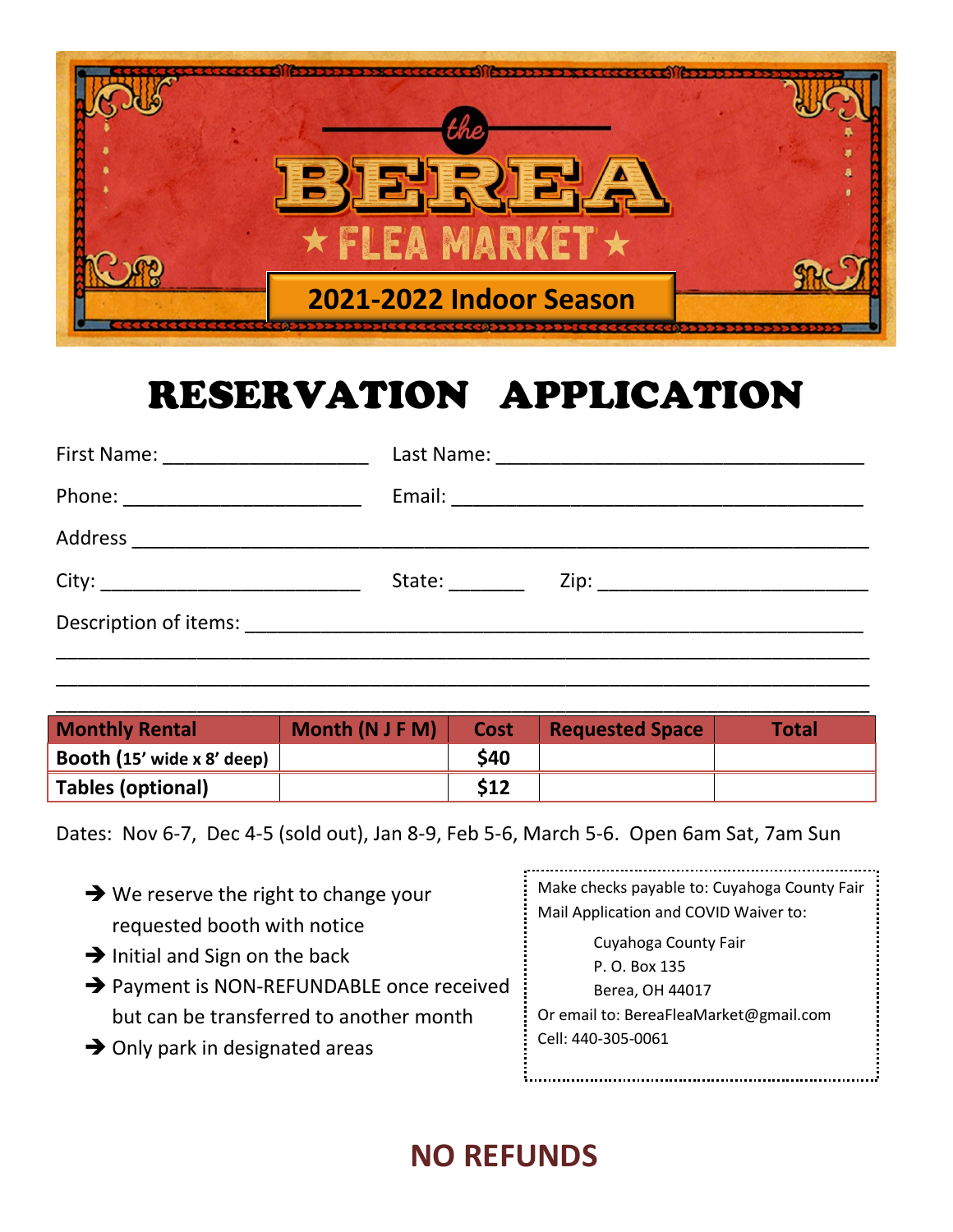# the BEREA ★ FLEA MARKET ★

**2021-2022 Indoor Season**

# RESERVATION APPLICATION

First Name: ____________________ Last Name: ___________________________________

Phone: _______________________ Email: _______________________________________

Address ______________________________________________________________________

City: _________________________ State: _______ Zip: __________________________

Description of items: _________________________________________________________

______________________________________________________________________________

______________________________________________________________________________

______________________________________________________________________________

| Monthly Rental | Month (N J F M) | Cost | Requested Space | Total |
|---|---|---|---|---|
| **Booth (15' wide x 8' deep)** | | **$40** | | |
| **Tables (optional)** | | **$12** | | |

Dates: Nov 6-7, Dec 4-5 (sold out), Jan 8-9, Feb 5-6, March 5-6. Open 6am Sat, 7am Sun

- ➔ We reserve the right to change your requested booth with notice
- ➔ Initial and Sign on the back
- ➔ Payment is NON-REFUNDABLE once received but can be transferred to another month
- ➔ Only park in designated areas

Make checks payable to: Cuyahoga County Fair
Mail Application and COVID Waiver to:

Cuyahoga County Fair
P. O. Box 135
Berea, OH 44017

Or email to: BereaFleaMarket@gmail.com
Cell: 440-305-0061

## NO REFUNDS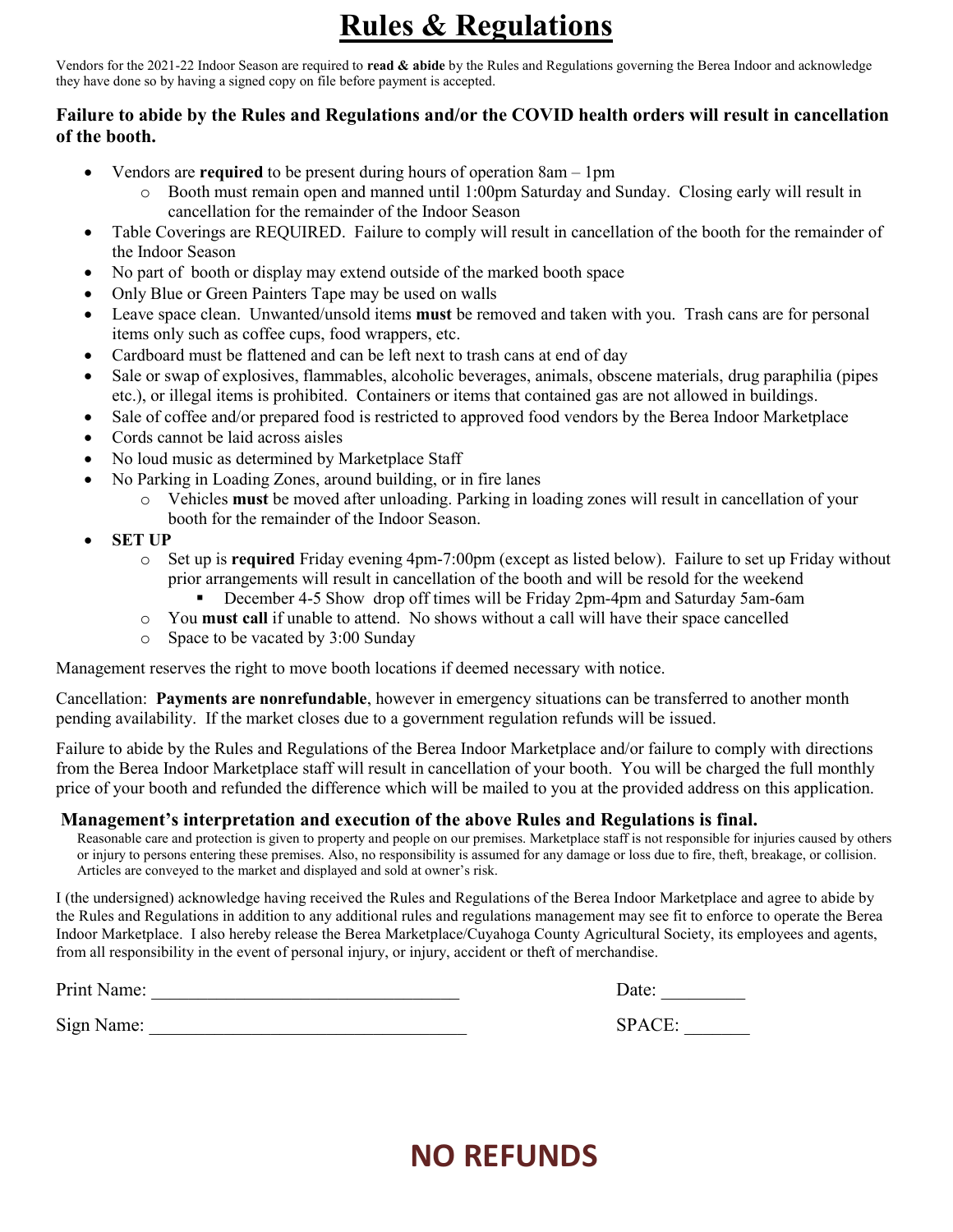# Rules & Regulations

Vendors for the 2021-22 Indoor Season are required to **read & abide** by the Rules and Regulations governing the Berea Indoor and acknowledge they have done so by having a signed copy on file before payment is accepted.

**Failure to abide by the Rules and Regulations and/or the COVID health orders will result in cancellation of the booth.**

- Vendors are **required** to be present during hours of operation 8am – 1pm
  - Booth must remain open and manned until 1:00pm Saturday and Sunday. Closing early will result in cancellation for the remainder of the Indoor Season
- Table Coverings are REQUIRED. Failure to comply will result in cancellation of the booth for the remainder of the Indoor Season
- No part of booth or display may extend outside of the marked booth space
- Only Blue or Green Painters Tape may be used on walls
- Leave space clean. Unwanted/unsold items **must** be removed and taken with you. Trash cans are for personal items only such as coffee cups, food wrappers, etc.
- Cardboard must be flattened and can be left next to trash cans at end of day
- Sale or swap of explosives, flammables, alcoholic beverages, animals, obscene materials, drug paraphilia (pipes etc.), or illegal items is prohibited. Containers or items that contained gas are not allowed in buildings.
- Sale of coffee and/or prepared food is restricted to approved food vendors by the Berea Indoor Marketplace
- Cords cannot be laid across aisles
- No loud music as determined by Marketplace Staff
- No Parking in Loading Zones, around building, or in fire lanes
  - Vehicles **must** be moved after unloading. Parking in loading zones will result in cancellation of your booth for the remainder of the Indoor Season.
- **SET UP**
  - Set up is **required** Friday evening 4pm-7:00pm (except as listed below). Failure to set up Friday without prior arrangements will result in cancellation of the booth and will be resold for the weekend
    - December 4-5 Show drop off times will be Friday 2pm-4pm and Saturday 5am-6am
  - You **must call** if unable to attend. No shows without a call will have their space cancelled
  - Space to be vacated by 3:00 Sunday

Management reserves the right to move booth locations if deemed necessary with notice.

Cancellation: **Payments are nonrefundable**, however in emergency situations can be transferred to another month pending availability. If the market closes due to a government regulation refunds will be issued.

Failure to abide by the Rules and Regulations of the Berea Indoor Marketplace and/or failure to comply with directions from the Berea Indoor Marketplace staff will result in cancellation of your booth. You will be charged the full monthly price of your booth and refunded the difference which will be mailed to you at the provided address on this application.

**Management's interpretation and execution of the above Rules and Regulations is final.**

Reasonable care and protection is given to property and people on our premises. Marketplace staff is not responsible for injuries caused by others or injury to persons entering these premises. Also, no responsibility is assumed for any damage or loss due to fire, theft, breakage, or collision. Articles are conveyed to the market and displayed and sold at owner's risk.

I (the undersigned) acknowledge having received the Rules and Regulations of the Berea Indoor Marketplace and agree to abide by the Rules and Regulations in addition to any additional rules and regulations management may see fit to enforce to operate the Berea Indoor Marketplace. I also hereby release the Berea Marketplace/Cuyahoga County Agricultural Society, its employees and agents, from all responsibility in the event of personal injury, or injury, accident or theft of merchandise.

Print Name: ________________________________ Date: _________

Sign Name: ________________________________ SPACE: _______

**NO REFUNDS**